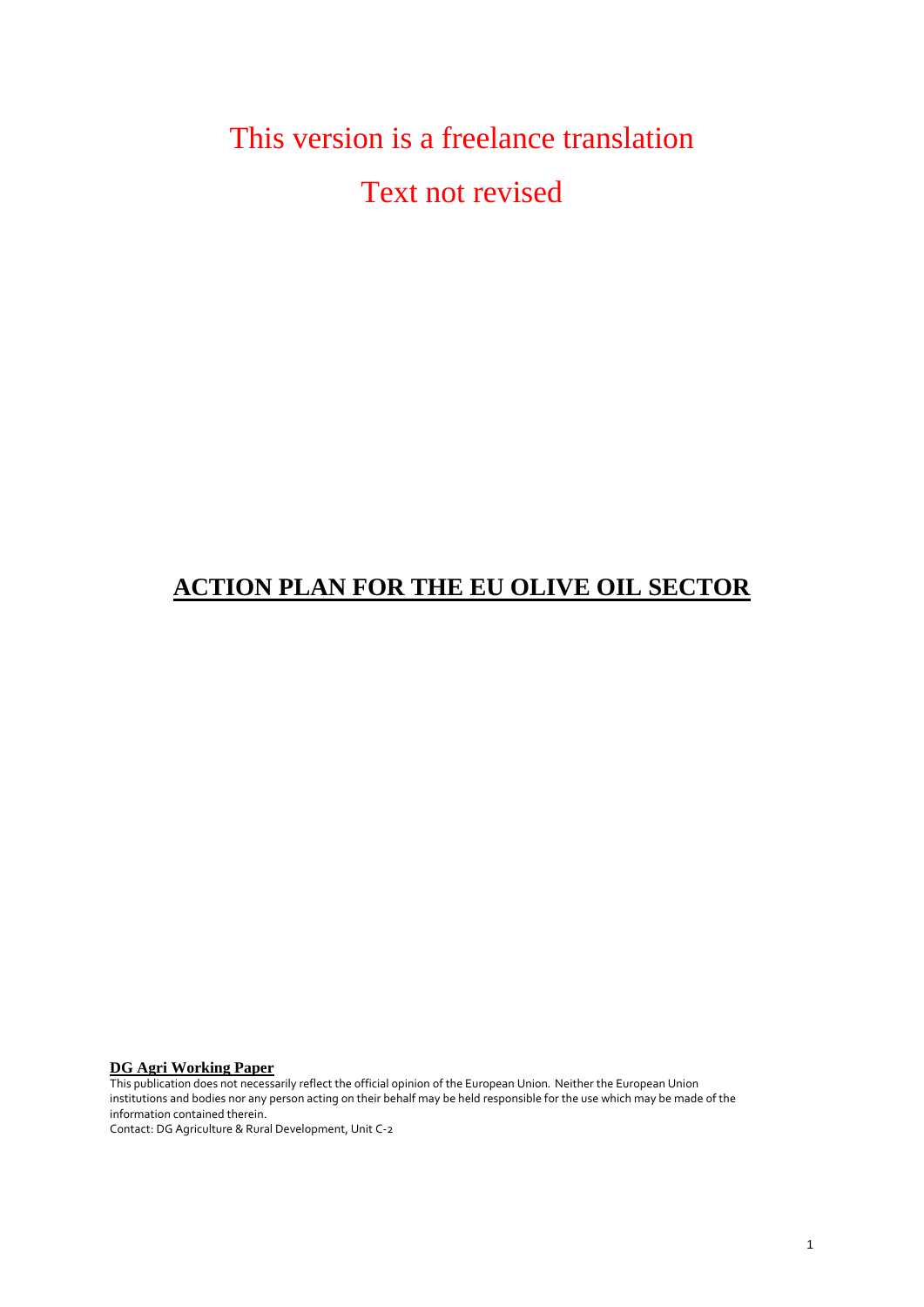This version is a freelance translation

Text not revised

# ACTION PLAN FOR THE EU OLIVE OIL SECTOR

**DG Agri Working Paper**

This publication does not necessarily reflect the official opinion of the European Union. Neither the European Union institutions and bodies nor any person acting on their behalf may be held responsible for the use which may be made of the information contained therein.

Contact: DG Agriculture & Rural Development, Unit C-2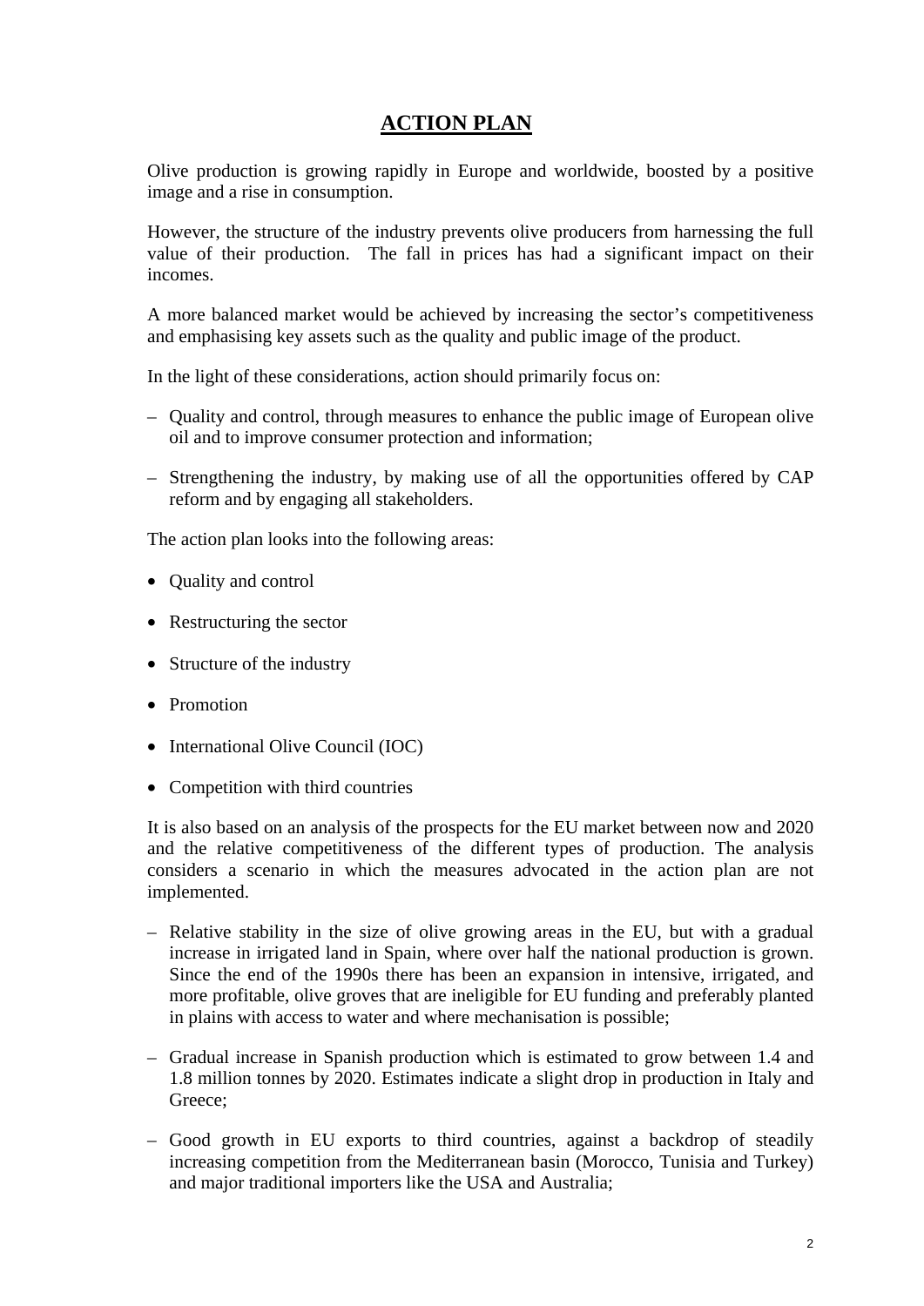# ACTION PLAN

Olive production is growing rapidly in Europe and worldwide, boosted by a positive image and a rise in consumption.

However, the structure of the industry prevents olive producers from harnessing the full value of their production. The fall in prices has had a significant impact on their incomes.

A more balanced market would be achieved by increasing the sector's competitiveness and emphasising key assets such as the quality and public image of the product.

In the light of these considerations, action should primarily focus on:

– Quality and control, through measures to enhance the public image of European olive oil and to improve consumer protection and information;

– Strengthening the industry, by making use of all the opportunities offered by CAP reform and by engaging all stakeholders.

The action plan looks into the following areas:

- Quality and control
- Restructuring the sector
- Structure of the industry
- Promotion
- International Olive Council (IOC)
- Competition with third countries

It is also based on an analysis of the prospects for the EU market between now and 2020 and the relative competitiveness of the different types of production. The analysis considers a scenario in which the measures advocated in the action plan are not implemented.

– Relative stability in the size of olive growing areas in the EU, but with a gradual increase in irrigated land in Spain, where over half the national production is grown. Since the end of the 1990s there has been an expansion in intensive, irrigated, and more profitable, olive groves that are ineligible for EU funding and preferably planted in plains with access to water and where mechanisation is possible;

– Gradual increase in Spanish production which is estimated to grow between 1.4 and 1.8 million tonnes by 2020. Estimates indicate a slight drop in production in Italy and Greece;

– Good growth in EU exports to third countries, against a backdrop of steadily increasing competition from the Mediterranean basin (Morocco, Tunisia and Turkey) and major traditional importers like the USA and Australia;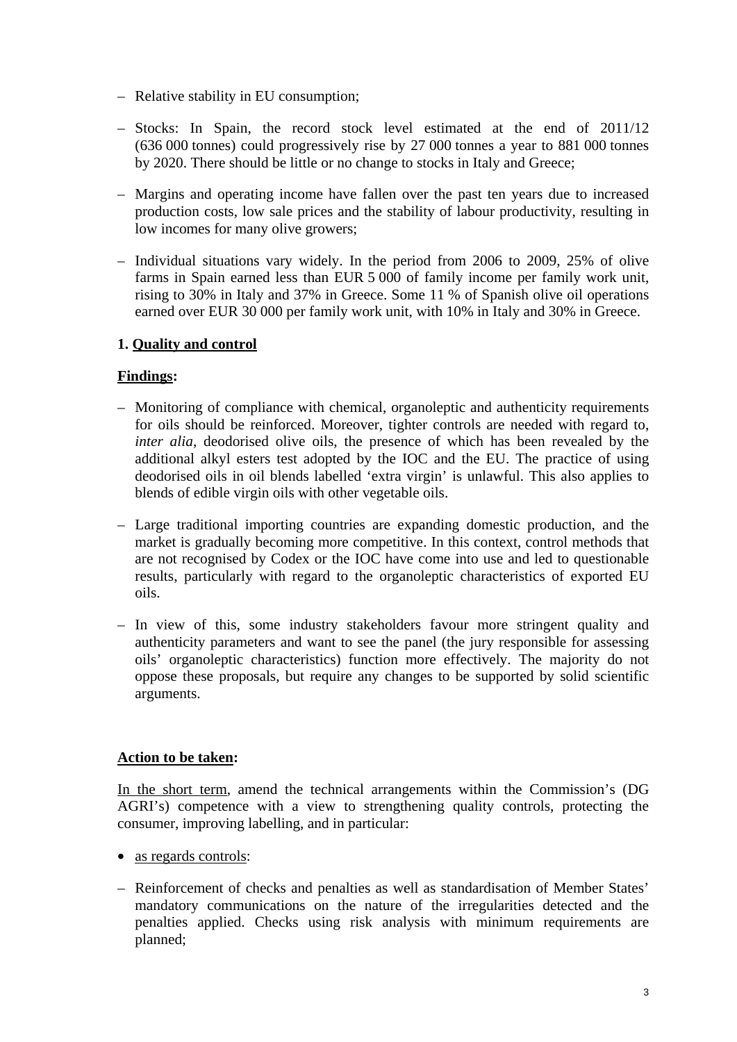– Relative stability in EU consumption;

– Stocks: In Spain, the record stock level estimated at the end of 2011/12 (636 000 tonnes) could progressively rise by 27 000 tonnes a year to 881 000 tonnes by 2020. There should be little or no change to stocks in Italy and Greece;

– Margins and operating income have fallen over the past ten years due to increased production costs, low sale prices and the stability of labour productivity, resulting in low incomes for many olive growers;

– Individual situations vary widely. In the period from 2006 to 2009, 25% of olive farms in Spain earned less than EUR 5 000 of family income per family work unit, rising to 30% in Italy and 37% in Greece. Some 11 % of Spanish olive oil operations earned over EUR 30 000 per family work unit, with 10% in Italy and 30% in Greece.

## 1. Quality and control

**Findings:**

– Monitoring of compliance with chemical, organoleptic and authenticity requirements for oils should be reinforced. Moreover, tighter controls are needed with regard to, *inter alia*, deodorised olive oils, the presence of which has been revealed by the additional alkyl esters test adopted by the IOC and the EU. The practice of using deodorised oils in oil blends labelled 'extra virgin' is unlawful. This also applies to blends of edible virgin oils with other vegetable oils.

– Large traditional importing countries are expanding domestic production, and the market is gradually becoming more competitive. In this context, control methods that are not recognised by Codex or the IOC have come into use and led to questionable results, particularly with regard to the organoleptic characteristics of exported EU oils.

– In view of this, some industry stakeholders favour more stringent quality and authenticity parameters and want to see the panel (the jury responsible for assessing oils' organoleptic characteristics) function more effectively. The majority do not oppose these proposals, but require any changes to be supported by solid scientific arguments.

**Action to be taken:**

In the short term, amend the technical arrangements within the Commission's (DG AGRI's) competence with a view to strengthening quality controls, protecting the consumer, improving labelling, and in particular:

- as regards controls:

– Reinforcement of checks and penalties as well as standardisation of Member States' mandatory communications on the nature of the irregularities detected and the penalties applied. Checks using risk analysis with minimum requirements are planned;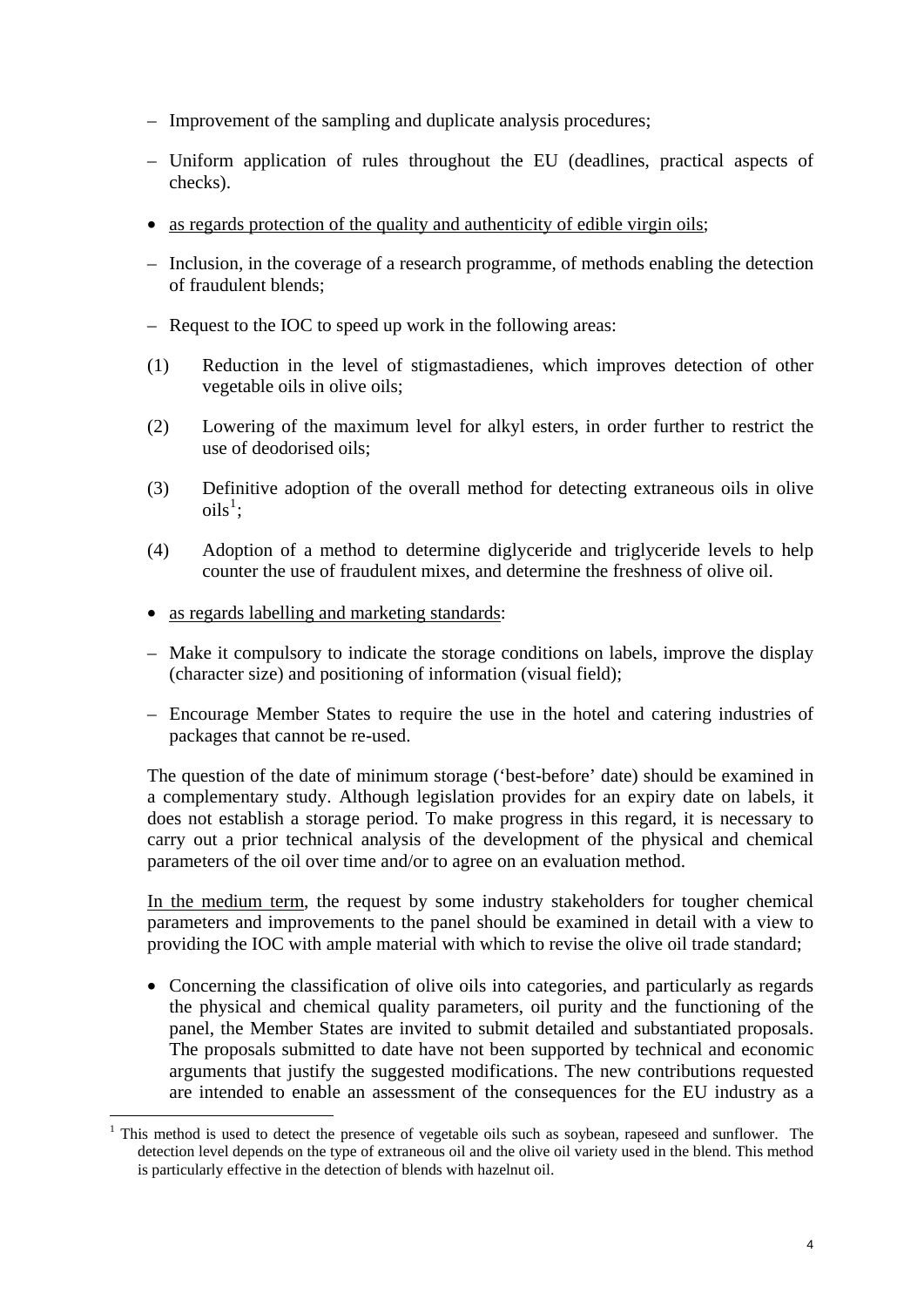– Improvement of the sampling and duplicate analysis procedures;

– Uniform application of rules throughout the EU (deadlines, practical aspects of checks).

- <u>as regards protection of the quality and authenticity of edible virgin oils</u>;

– Inclusion, in the coverage of a research programme, of methods enabling the detection of fraudulent blends;

– Request to the IOC to speed up work in the following areas:

(1) Reduction in the level of stigmastadienes, which improves detection of other vegetable oils in olive oils;

(2) Lowering of the maximum level for alkyl esters, in order further to restrict the use of deodorised oils;

(3) Definitive adoption of the overall method for detecting extraneous oils in olive oils[1];

(4) Adoption of a method to determine diglyceride and triglyceride levels to help counter the use of fraudulent mixes, and determine the freshness of olive oil.

- <u>as regards labelling and marketing standards</u>:

– Make it compulsory to indicate the storage conditions on labels, improve the display (character size) and positioning of information (visual field);

– Encourage Member States to require the use in the hotel and catering industries of packages that cannot be re-used.

The question of the date of minimum storage ('best-before' date) should be examined in a complementary study. Although legislation provides for an expiry date on labels, it does not establish a storage period. To make progress in this regard, it is necessary to carry out a prior technical analysis of the development of the physical and chemical parameters of the oil over time and/or to agree on an evaluation method.

<u>In the medium term</u>, the request by some industry stakeholders for tougher chemical parameters and improvements to the panel should be examined in detail with a view to providing the IOC with ample material with which to revise the olive oil trade standard;

- Concerning the classification of olive oils into categories, and particularly as regards the physical and chemical quality parameters, oil purity and the functioning of the panel, the Member States are invited to submit detailed and substantiated proposals. The proposals submitted to date have not been supported by technical and economic arguments that justify the suggested modifications. The new contributions requested are intended to enable an assessment of the consequences for the EU industry as a

---

[1] This method is used to detect the presence of vegetable oils such as soybean, rapeseed and sunflower. The detection level depends on the type of extraneous oil and the olive oil variety used in the blend. This method is particularly effective in the detection of blends with hazelnut oil.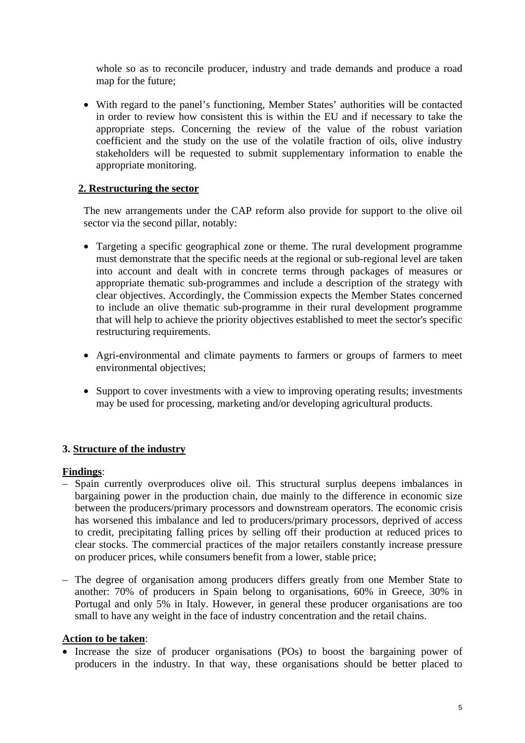whole so as to reconcile producer, industry and trade demands and produce a road map for the future;

- With regard to the panel's functioning, Member States' authorities will be contacted in order to review how consistent this is within the EU and if necessary to take the appropriate steps. Concerning the review of the value of the robust variation coefficient and the study on the use of the volatile fraction of oils, olive industry stakeholders will be requested to submit supplementary information to enable the appropriate monitoring.

**2. Restructuring the sector**

The new arrangements under the CAP reform also provide for support to the olive oil sector via the second pillar, notably:

- Targeting a specific geographical zone or theme. The rural development programme must demonstrate that the specific needs at the regional or sub-regional level are taken into account and dealt with in concrete terms through packages of measures or appropriate thematic sub-programmes and include a description of the strategy with clear objectives. Accordingly, the Commission expects the Member States concerned to include an olive thematic sub-programme in their rural development programme that will help to achieve the priority objectives established to meet the sector's specific restructuring requirements.

- Agri-environmental and climate payments to farmers or groups of farmers to meet environmental objectives;

- Support to cover investments with a view to improving operating results; investments may be used for processing, marketing and/or developing agricultural products.

## 3. Structure of the industry

**Findings**:

– Spain currently overproduces olive oil. This structural surplus deepens imbalances in bargaining power in the production chain, due mainly to the difference in economic size between the producers/primary processors and downstream operators. The economic crisis has worsened this imbalance and led to producers/primary processors, deprived of access to credit, precipitating falling prices by selling off their production at reduced prices to clear stocks. The commercial practices of the major retailers constantly increase pressure on producer prices, while consumers benefit from a lower, stable price;

– The degree of organisation among producers differs greatly from one Member State to another: 70% of producers in Spain belong to organisations, 60% in Greece, 30% in Portugal and only 5% in Italy. However, in general these producer organisations are too small to have any weight in the face of industry concentration and the retail chains.

**Action to be taken**:

- Increase the size of producer organisations (POs) to boost the bargaining power of producers in the industry. In that way, these organisations should be better placed to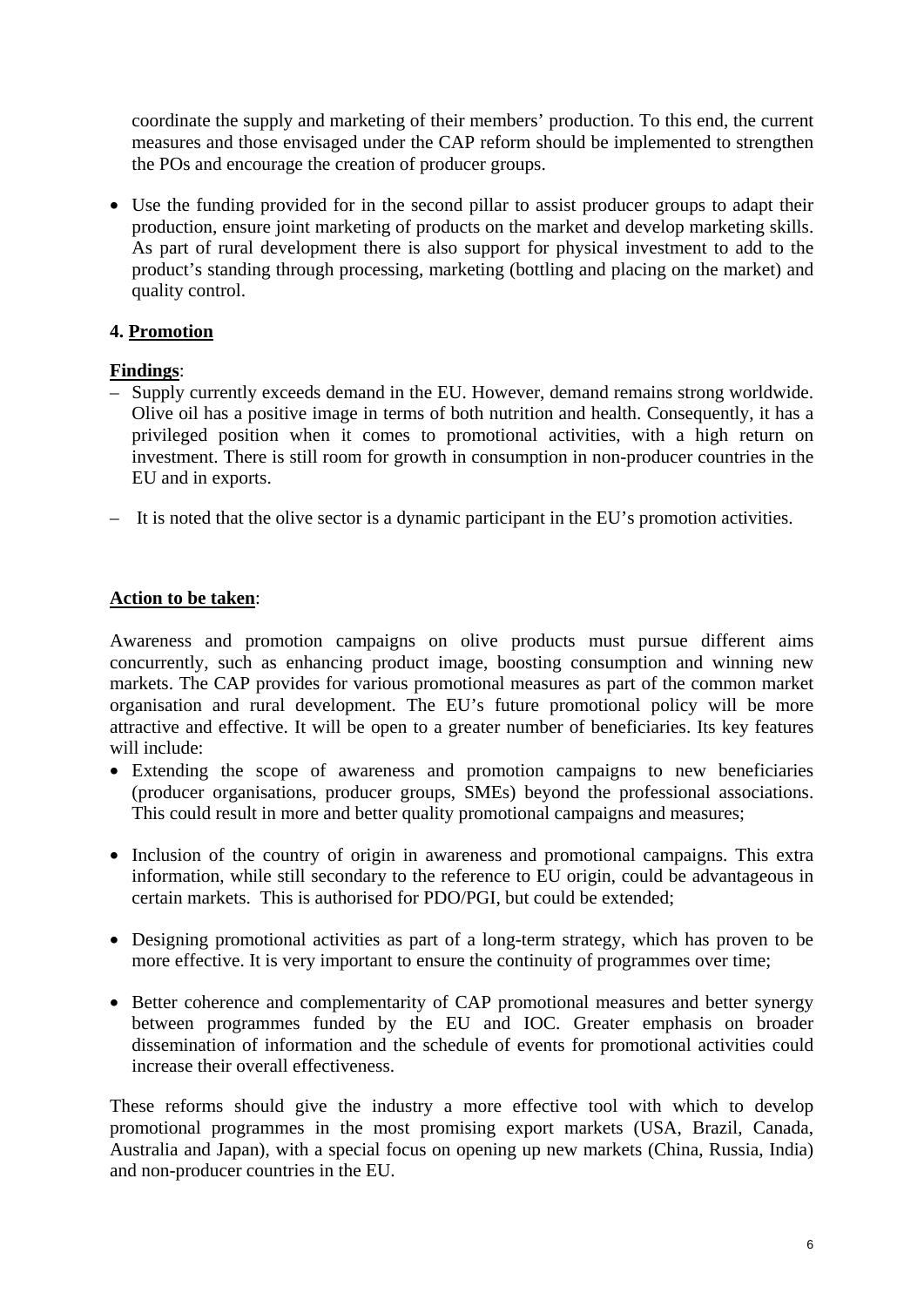coordinate the supply and marketing of their members' production. To this end, the current measures and those envisaged under the CAP reform should be implemented to strengthen the POs and encourage the creation of producer groups.

- Use the funding provided for in the second pillar to assist producer groups to adapt their production, ensure joint marketing of products on the market and develop marketing skills. As part of rural development there is also support for physical investment to add to the product's standing through processing, marketing (bottling and placing on the market) and quality control.

**4. Promotion**

**Findings**:

– Supply currently exceeds demand in the EU. However, demand remains strong worldwide. Olive oil has a positive image in terms of both nutrition and health. Consequently, it has a privileged position when it comes to promotional activities, with a high return on investment. There is still room for growth in consumption in non-producer countries in the EU and in exports.

– It is noted that the olive sector is a dynamic participant in the EU's promotion activities.

**Action to be taken**:

Awareness and promotion campaigns on olive products must pursue different aims concurrently, such as enhancing product image, boosting consumption and winning new markets. The CAP provides for various promotional measures as part of the common market organisation and rural development. The EU's future promotional policy will be more attractive and effective. It will be open to a greater number of beneficiaries. Its key features will include:

- Extending the scope of awareness and promotion campaigns to new beneficiaries (producer organisations, producer groups, SMEs) beyond the professional associations. This could result in more and better quality promotional campaigns and measures;

- Inclusion of the country of origin in awareness and promotional campaigns. This extra information, while still secondary to the reference to EU origin, could be advantageous in certain markets. This is authorised for PDO/PGI, but could be extended;

- Designing promotional activities as part of a long-term strategy, which has proven to be more effective. It is very important to ensure the continuity of programmes over time;

- Better coherence and complementarity of CAP promotional measures and better synergy between programmes funded by the EU and IOC. Greater emphasis on broader dissemination of information and the schedule of events for promotional activities could increase their overall effectiveness.

These reforms should give the industry a more effective tool with which to develop promotional programmes in the most promising export markets (USA, Brazil, Canada, Australia and Japan), with a special focus on opening up new markets (China, Russia, India) and non-producer countries in the EU.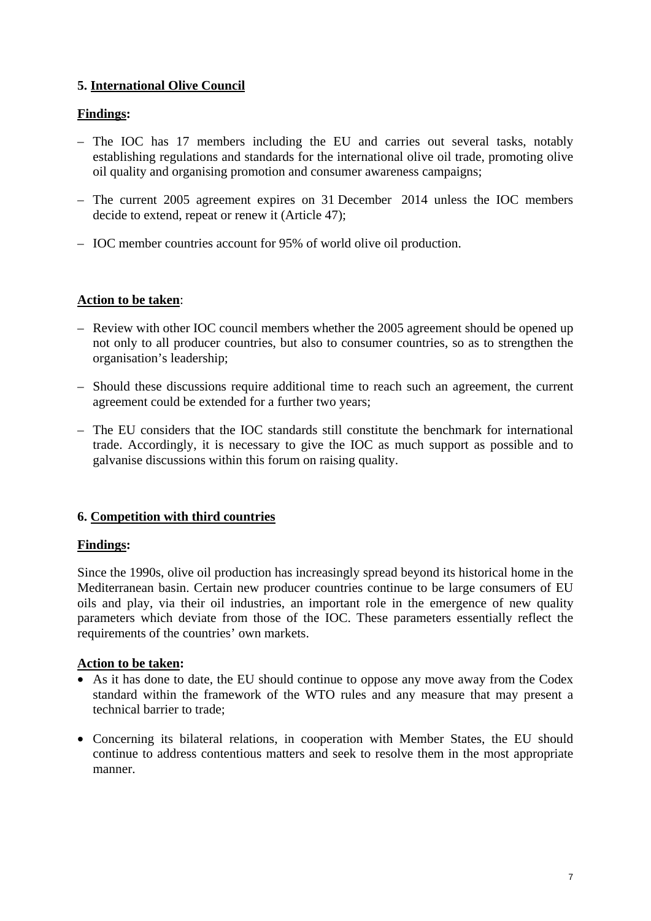## 5. International Olive Council

**Findings:**

- The IOC has 17 members including the EU and carries out several tasks, notably establishing regulations and standards for the international olive oil trade, promoting olive oil quality and organising promotion and consumer awareness campaigns;
- The current 2005 agreement expires on 31 December 2014 unless the IOC members decide to extend, repeat or renew it (Article 47);
- IOC member countries account for 95% of world olive oil production.

**Action to be taken**:

- Review with other IOC council members whether the 2005 agreement should be opened up not only to all producer countries, but also to consumer countries, so as to strengthen the organisation's leadership;
- Should these discussions require additional time to reach such an agreement, the current agreement could be extended for a further two years;
- The EU considers that the IOC standards still constitute the benchmark for international trade. Accordingly, it is necessary to give the IOC as much support as possible and to galvanise discussions within this forum on raising quality.

## 6. Competition with third countries

**Findings:**

Since the 1990s, olive oil production has increasingly spread beyond its historical home in the Mediterranean basin. Certain new producer countries continue to be large consumers of EU oils and play, via their oil industries, an important role in the emergence of new quality parameters which deviate from those of the IOC. These parameters essentially reflect the requirements of the countries' own markets.

**Action to be taken:**

- As it has done to date, the EU should continue to oppose any move away from the Codex standard within the framework of the WTO rules and any measure that may present a technical barrier to trade;
- Concerning its bilateral relations, in cooperation with Member States, the EU should continue to address contentious matters and seek to resolve them in the most appropriate manner.